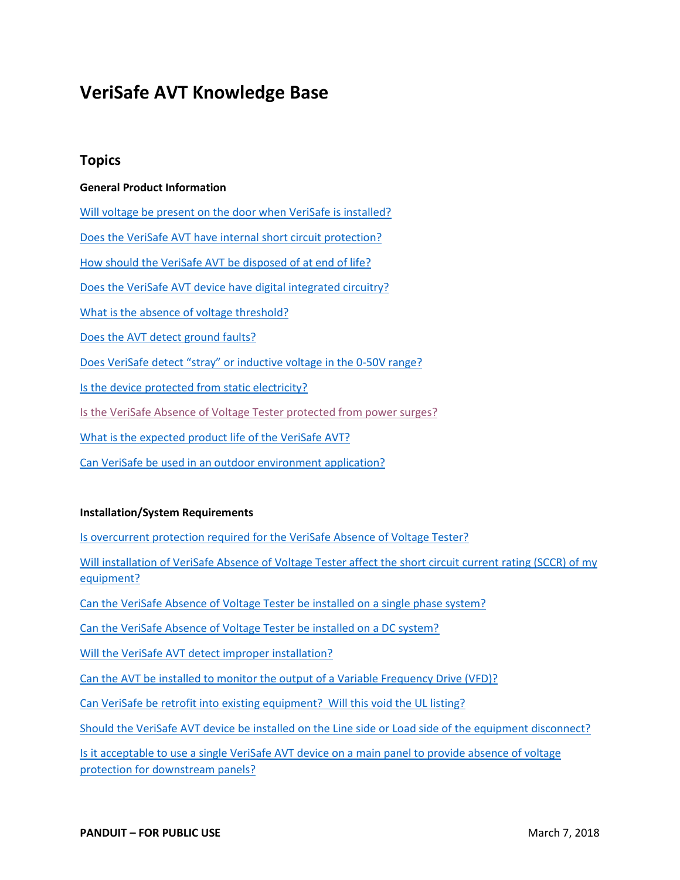# VeriSafe AVT Knowledge Base

## Topics

**General Product Information**

Will voltage be present on the door when VeriSafe is installed?

Does the VeriSafe AVT have internal short circuit protection?

How should the VeriSafe AVT be disposed of at end of life?

Does the VeriSafe AVT device have digital integrated circuitry?

What is the absence of voltage threshold?

Does the AVT detect ground faults?

Does VeriSafe detect "stray" or inductive voltage in the 0-50V range?

Is the device protected from static electricity?

Is the VeriSafe Absence of Voltage Tester protected from power surges?

What is the expected product life of the VeriSafe AVT?

Can VeriSafe be used in an outdoor environment application?

**Installation/System Requirements**

Is overcurrent protection required for the VeriSafe Absence of Voltage Tester?

Will installation of VeriSafe Absence of Voltage Tester affect the short circuit current rating (SCCR) of my equipment?

Can the VeriSafe Absence of Voltage Tester be installed on a single phase system?

Can the VeriSafe Absence of Voltage Tester be installed on a DC system?

Will the VeriSafe AVT detect improper installation?

Can the AVT be installed to monitor the output of a Variable Frequency Drive (VFD)?

Can VeriSafe be retrofit into existing equipment? Will this void the UL listing?

Should the VeriSafe AVT device be installed on the Line side or Load side of the equipment disconnect?

Is it acceptable to use a single VeriSafe AVT device on a main panel to provide absence of voltage protection for downstream panels?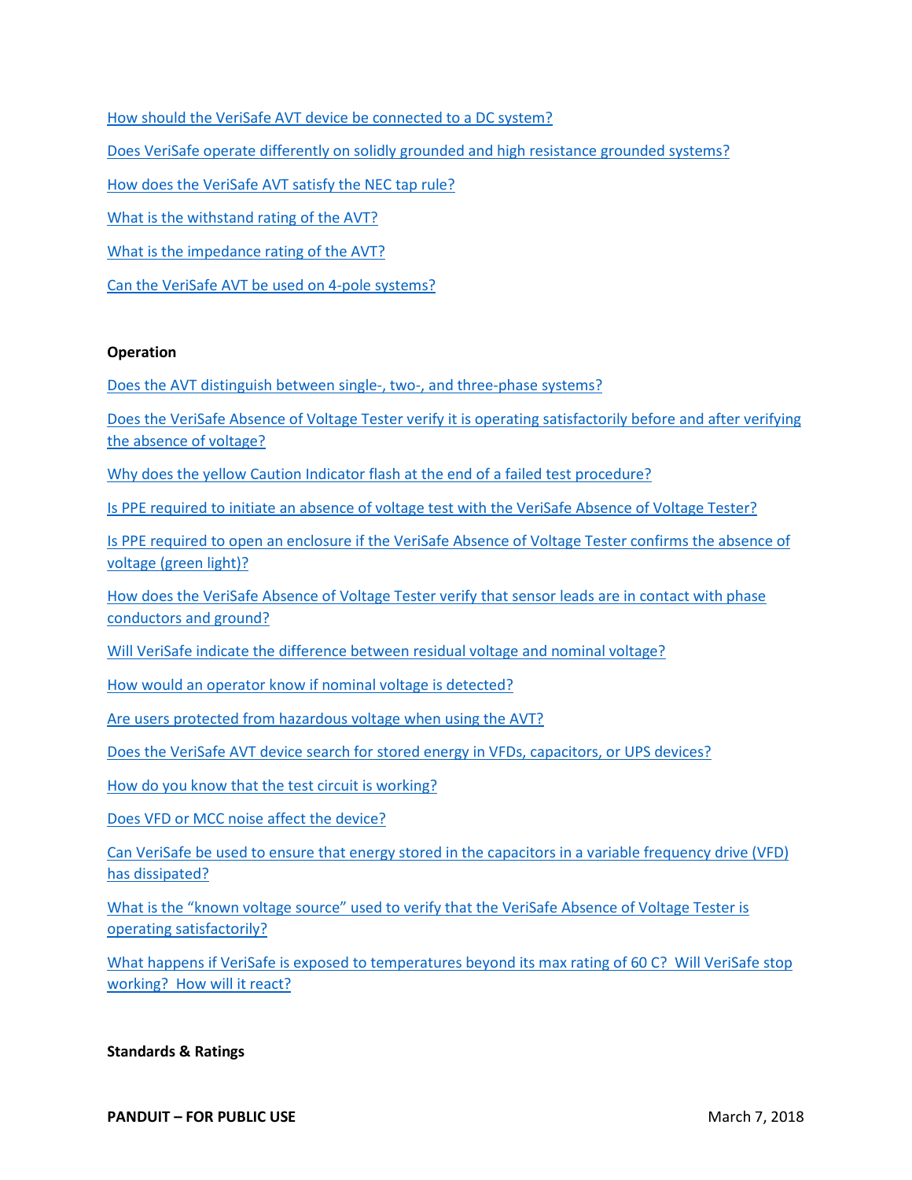[How should the VeriSafe AVT device be connected to a DC system?]

[Does VeriSafe operate differently on solidly grounded and high resistance grounded systems?]

[How does the VeriSafe AVT satisfy the NEC tap rule?]

[What is the withstand rating of the AVT?]

[What is the impedance rating of the AVT?]

[Can the VeriSafe AVT be used on 4-pole systems?]

**Operation**

[Does the AVT distinguish between single-, two-, and three-phase systems?]

[Does the VeriSafe Absence of Voltage Tester verify it is operating satisfactorily before and after verifying the absence of voltage?]

[Why does the yellow Caution Indicator flash at the end of a failed test procedure?]

[Is PPE required to initiate an absence of voltage test with the VeriSafe Absence of Voltage Tester?]

[Is PPE required to open an enclosure if the VeriSafe Absence of Voltage Tester confirms the absence of voltage (green light)?]

[How does the VeriSafe Absence of Voltage Tester verify that sensor leads are in contact with phase conductors and ground?]

[Will VeriSafe indicate the difference between residual voltage and nominal voltage?]

[How would an operator know if nominal voltage is detected?]

[Are users protected from hazardous voltage when using the AVT?]

[Does the VeriSafe AVT device search for stored energy in VFDs, capacitors, or UPS devices?]

[How do you know that the test circuit is working?]

[Does VFD or MCC noise affect the device?]

[Can VeriSafe be used to ensure that energy stored in the capacitors in a variable frequency drive (VFD) has dissipated?]

[What is the "known voltage source" used to verify that the VeriSafe Absence of Voltage Tester is operating satisfactorily?]

[What happens if VeriSafe is exposed to temperatures beyond its max rating of 60 C? Will VeriSafe stop working? How will it react?]

**Standards & Ratings**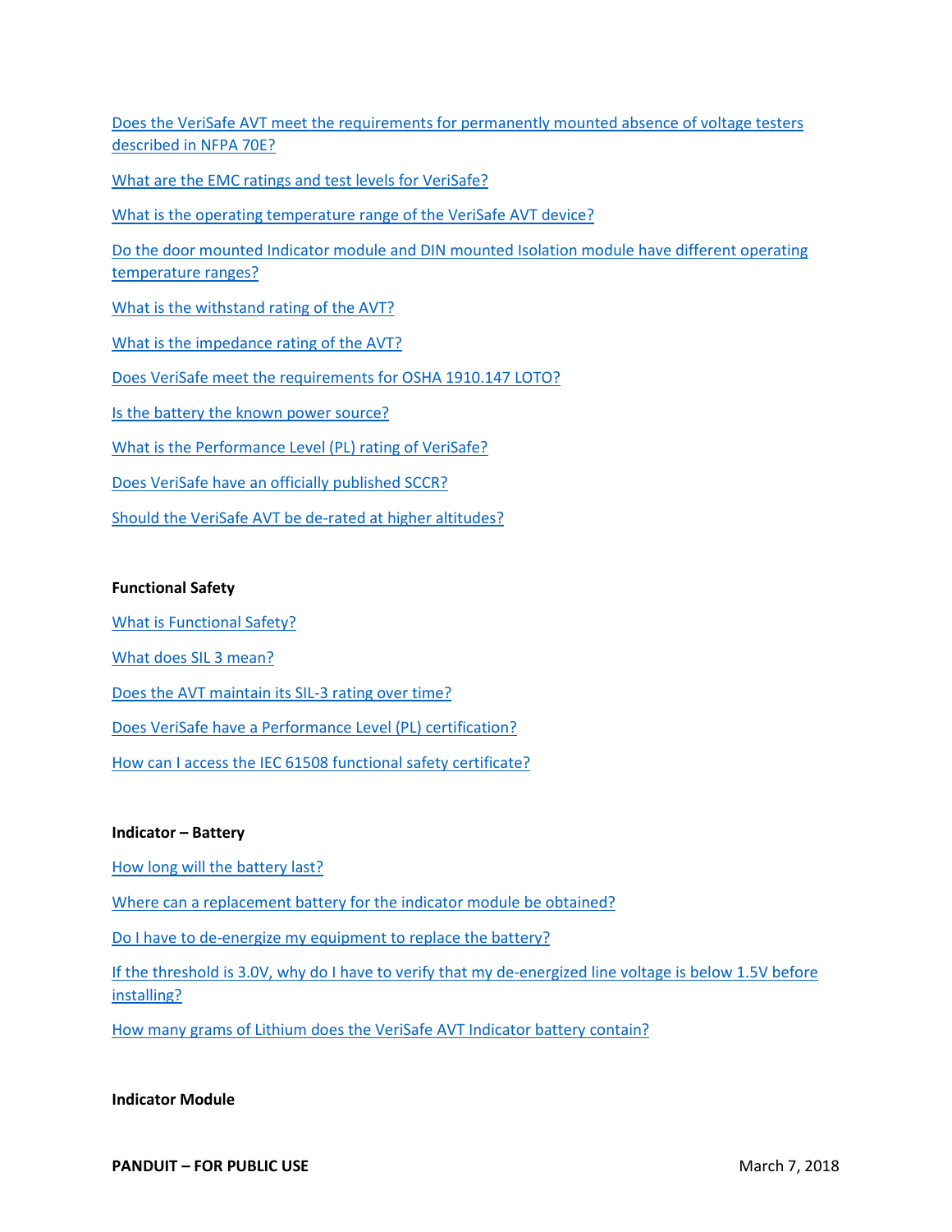[Does the VeriSafe AVT meet the requirements for permanently mounted absence of voltage testers described in NFPA 70E?]

[What are the EMC ratings and test levels for VeriSafe?]

[What is the operating temperature range of the VeriSafe AVT device?]

[Do the door mounted Indicator module and DIN mounted Isolation module have different operating temperature ranges?]

[What is the withstand rating of the AVT?]

[What is the impedance rating of the AVT?]

[Does VeriSafe meet the requirements for OSHA 1910.147 LOTO?]

[Is the battery the known power source?]

[What is the Performance Level (PL) rating of VeriSafe?]

[Does VeriSafe have an officially published SCCR?]

[Should the VeriSafe AVT be de-rated at higher altitudes?]

**Functional Safety**

[What is Functional Safety?]

[What does SIL 3 mean?]

[Does the AVT maintain its SIL-3 rating over time?]

[Does VeriSafe have a Performance Level (PL) certification?]

[How can I access the IEC 61508 functional safety certificate?]

**Indicator – Battery**

[How long will the battery last?]

[Where can a replacement battery for the indicator module be obtained?]

[Do I have to de-energize my equipment to replace the battery?]

[If the threshold is 3.0V, why do I have to verify that my de-energized line voltage is below 1.5V before installing?]

[How many grams of Lithium does the VeriSafe AVT Indicator battery contain?]

**Indicator Module**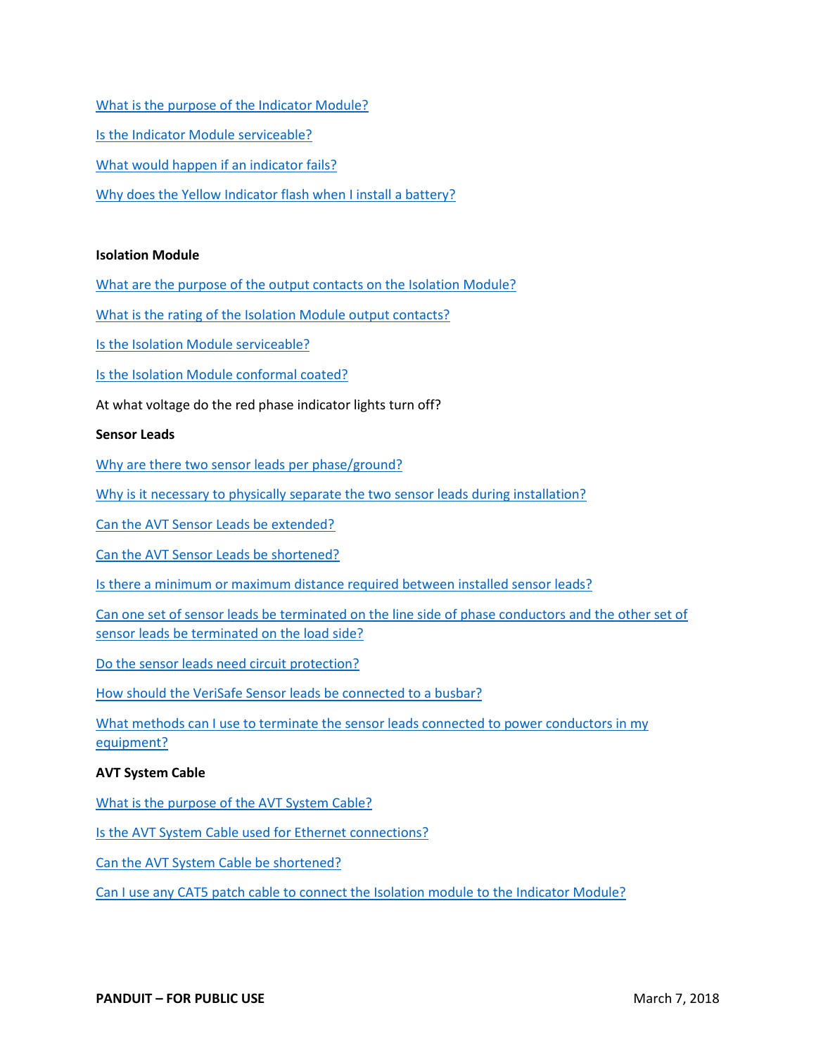What is the purpose of the Indicator Module?

Is the Indicator Module serviceable?

What would happen if an indicator fails?

Why does the Yellow Indicator flash when I install a battery?

**Isolation Module**

What are the purpose of the output contacts on the Isolation Module?

What is the rating of the Isolation Module output contacts?

Is the Isolation Module serviceable?

Is the Isolation Module conformal coated?

At what voltage do the red phase indicator lights turn off?

**Sensor Leads**

Why are there two sensor leads per phase/ground?

Why is it necessary to physically separate the two sensor leads during installation?

Can the AVT Sensor Leads be extended?

Can the AVT Sensor Leads be shortened?

Is there a minimum or maximum distance required between installed sensor leads?

Can one set of sensor leads be terminated on the line side of phase conductors and the other set of sensor leads be terminated on the load side?

Do the sensor leads need circuit protection?

How should the VeriSafe Sensor leads be connected to a busbar?

What methods can I use to terminate the sensor leads connected to power conductors in my equipment?

**AVT System Cable**

What is the purpose of the AVT System Cable?

Is the AVT System Cable used for Ethernet connections?

Can the AVT System Cable be shortened?

Can I use any CAT5 patch cable to connect the Isolation module to the Indicator Module?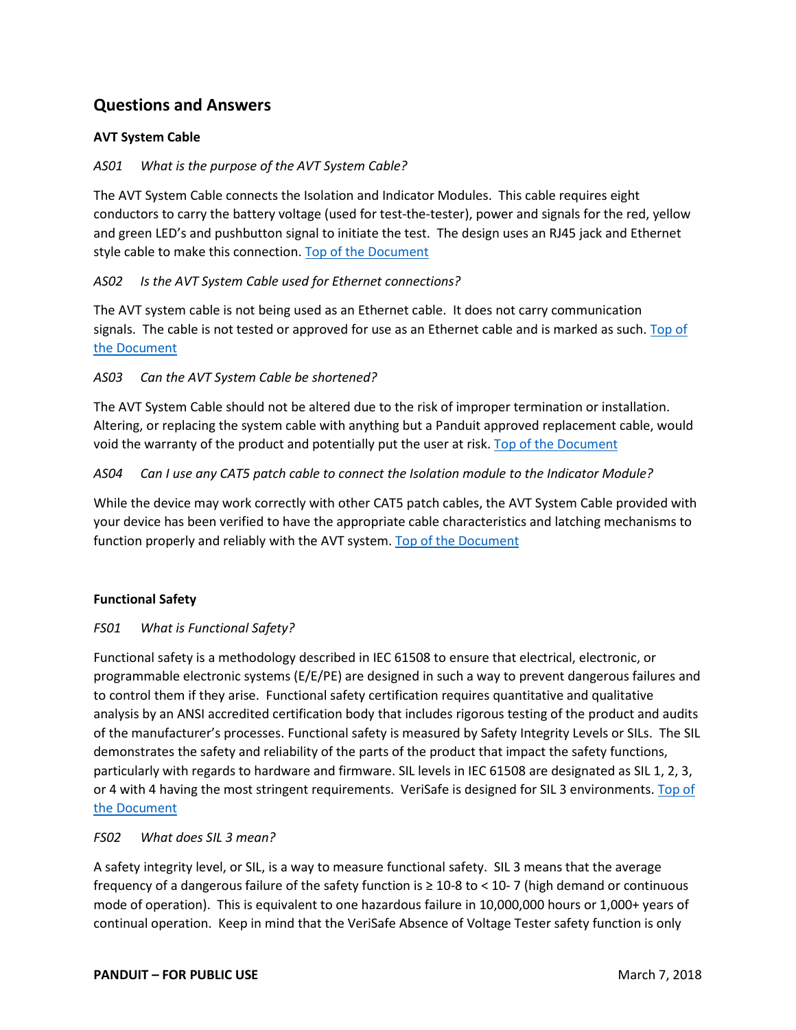## Questions and Answers

### AVT System Cable

*AS01 What is the purpose of the AVT System Cable?*

The AVT System Cable connects the Isolation and Indicator Modules. This cable requires eight conductors to carry the battery voltage (used for test-the-tester), power and signals for the red, yellow and green LED's and pushbutton signal to initiate the test. The design uses an RJ45 jack and Ethernet style cable to make this connection. Top of the Document

*AS02 Is the AVT System Cable used for Ethernet connections?*

The AVT system cable is not being used as an Ethernet cable. It does not carry communication signals. The cable is not tested or approved for use as an Ethernet cable and is marked as such. Top of the Document

*AS03 Can the AVT System Cable be shortened?*

The AVT System Cable should not be altered due to the risk of improper termination or installation. Altering, or replacing the system cable with anything but a Panduit approved replacement cable, would void the warranty of the product and potentially put the user at risk. Top of the Document

*AS04 Can I use any CAT5 patch cable to connect the Isolation module to the Indicator Module?*

While the device may work correctly with other CAT5 patch cables, the AVT System Cable provided with your device has been verified to have the appropriate cable characteristics and latching mechanisms to function properly and reliably with the AVT system. Top of the Document

### Functional Safety

*FS01 What is Functional Safety?*

Functional safety is a methodology described in IEC 61508 to ensure that electrical, electronic, or programmable electronic systems (E/E/PE) are designed in such a way to prevent dangerous failures and to control them if they arise. Functional safety certification requires quantitative and qualitative analysis by an ANSI accredited certification body that includes rigorous testing of the product and audits of the manufacturer's processes. Functional safety is measured by Safety Integrity Levels or SILs. The SIL demonstrates the safety and reliability of the parts of the product that impact the safety functions, particularly with regards to hardware and firmware. SIL levels in IEC 61508 are designated as SIL 1, 2, 3, or 4 with 4 having the most stringent requirements. VeriSafe is designed for SIL 3 environments. Top of the Document

*FS02 What does SIL 3 mean?*

A safety integrity level, or SIL, is a way to measure functional safety. SIL 3 means that the average frequency of a dangerous failure of the safety function is $\geq 10^{-8}$ to $< 10^{-7}$ (high demand or continuous mode of operation). This is equivalent to one hazardous failure in 10,000,000 hours or 1,000+ years of continual operation. Keep in mind that the VeriSafe Absence of Voltage Tester safety function is only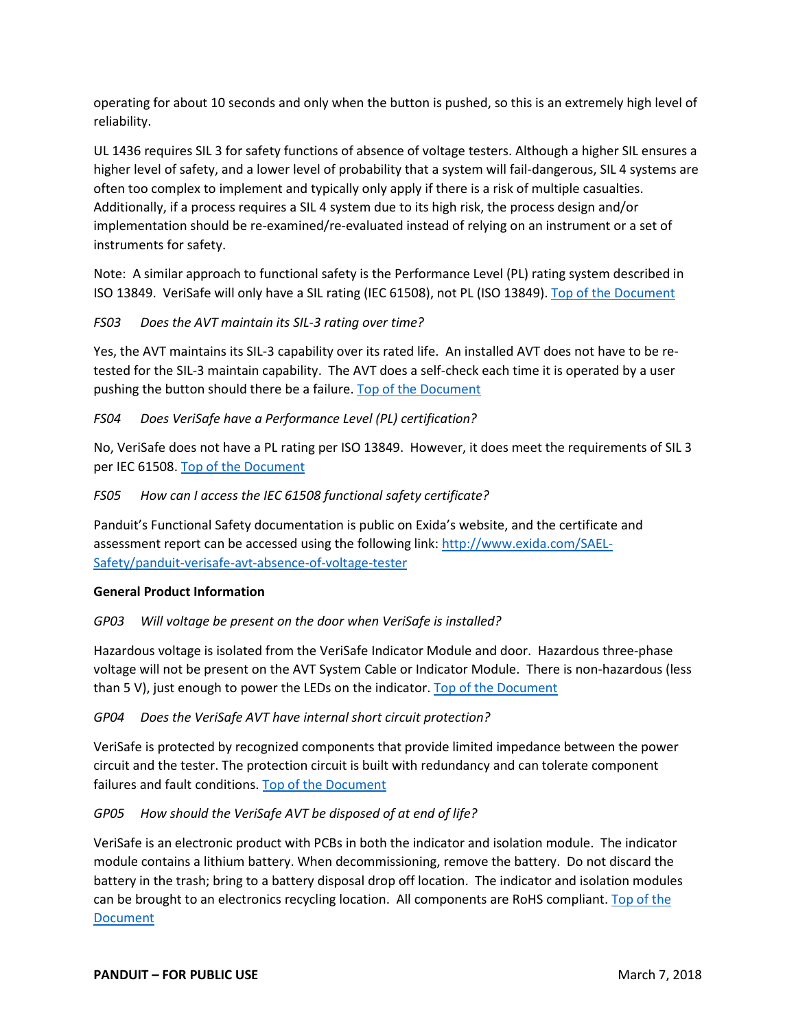operating for about 10 seconds and only when the button is pushed, so this is an extremely high level of reliability.

UL 1436 requires SIL 3 for safety functions of absence of voltage testers. Although a higher SIL ensures a higher level of safety, and a lower level of probability that a system will fail-dangerous, SIL 4 systems are often too complex to implement and typically only apply if there is a risk of multiple casualties. Additionally, if a process requires a SIL 4 system due to its high risk, the process design and/or implementation should be re-examined/re-evaluated instead of relying on an instrument or a set of instruments for safety.

Note: A similar approach to functional safety is the Performance Level (PL) rating system described in ISO 13849. VeriSafe will only have a SIL rating (IEC 61508), not PL (ISO 13849). Top of the Document

*FS03 Does the AVT maintain its SIL-3 rating over time?*

Yes, the AVT maintains its SIL-3 capability over its rated life. An installed AVT does not have to be re-tested for the SIL-3 maintain capability. The AVT does a self-check each time it is operated by a user pushing the button should there be a failure. Top of the Document

*FS04 Does VeriSafe have a Performance Level (PL) certification?*

No, VeriSafe does not have a PL rating per ISO 13849. However, it does meet the requirements of SIL 3 per IEC 61508. Top of the Document

*FS05 How can I access the IEC 61508 functional safety certificate?*

Panduit's Functional Safety documentation is public on Exida's website, and the certificate and assessment report can be accessed using the following link: http://www.exida.com/SAEL-Safety/panduit-verisafe-avt-absence-of-voltage-tester

**General Product Information**

*GP03 Will voltage be present on the door when VeriSafe is installed?*

Hazardous voltage is isolated from the VeriSafe Indicator Module and door. Hazardous three-phase voltage will not be present on the AVT System Cable or Indicator Module. There is non-hazardous (less than 5 V), just enough to power the LEDs on the indicator. Top of the Document

*GP04 Does the VeriSafe AVT have internal short circuit protection?*

VeriSafe is protected by recognized components that provide limited impedance between the power circuit and the tester. The protection circuit is built with redundancy and can tolerate component failures and fault conditions. Top of the Document

*GP05 How should the VeriSafe AVT be disposed of at end of life?*

VeriSafe is an electronic product with PCBs in both the indicator and isolation module. The indicator module contains a lithium battery. When decommissioning, remove the battery. Do not discard the battery in the trash; bring to a battery disposal drop off location. The indicator and isolation modules can be brought to an electronics recycling location. All components are RoHS compliant. Top of the Document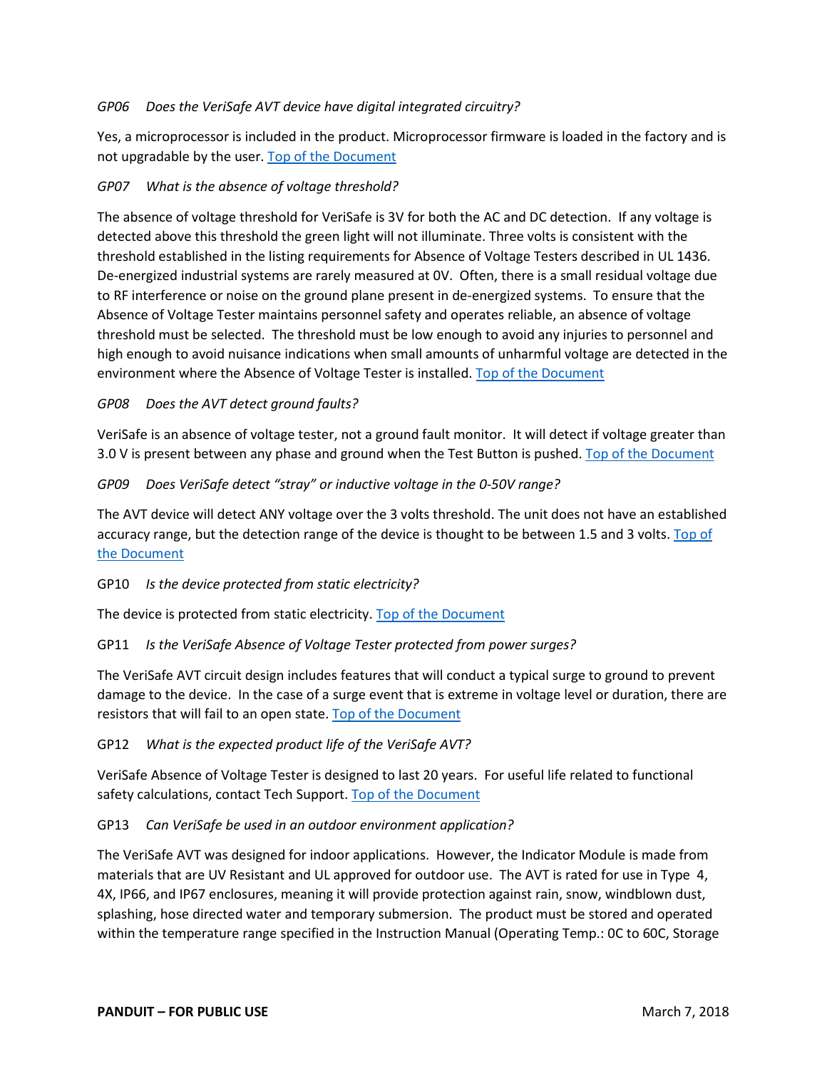*GP06 Does the VeriSafe AVT device have digital integrated circuitry?*

Yes, a microprocessor is included in the product. Microprocessor firmware is loaded in the factory and is not upgradable by the user. Top of the Document

*GP07 What is the absence of voltage threshold?*

The absence of voltage threshold for VeriSafe is 3V for both the AC and DC detection. If any voltage is detected above this threshold the green light will not illuminate. Three volts is consistent with the threshold established in the listing requirements for Absence of Voltage Testers described in UL 1436. De-energized industrial systems are rarely measured at 0V. Often, there is a small residual voltage due to RF interference or noise on the ground plane present in de-energized systems. To ensure that the Absence of Voltage Tester maintains personnel safety and operates reliable, an absence of voltage threshold must be selected. The threshold must be low enough to avoid any injuries to personnel and high enough to avoid nuisance indications when small amounts of unharmful voltage are detected in the environment where the Absence of Voltage Tester is installed. Top of the Document

*GP08 Does the AVT detect ground faults?*

VeriSafe is an absence of voltage tester, not a ground fault monitor. It will detect if voltage greater than 3.0 V is present between any phase and ground when the Test Button is pushed. Top of the Document

*GP09 Does VeriSafe detect "stray" or inductive voltage in the 0-50V range?*

The AVT device will detect ANY voltage over the 3 volts threshold. The unit does not have an established accuracy range, but the detection range of the device is thought to be between 1.5 and 3 volts. Top of the Document

GP10 *Is the device protected from static electricity?*

The device is protected from static electricity. Top of the Document

GP11 *Is the VeriSafe Absence of Voltage Tester protected from power surges?*

The VeriSafe AVT circuit design includes features that will conduct a typical surge to ground to prevent damage to the device. In the case of a surge event that is extreme in voltage level or duration, there are resistors that will fail to an open state. Top of the Document

GP12 *What is the expected product life of the VeriSafe AVT?*

VeriSafe Absence of Voltage Tester is designed to last 20 years. For useful life related to functional safety calculations, contact Tech Support. Top of the Document

GP13 *Can VeriSafe be used in an outdoor environment application?*

The VeriSafe AVT was designed for indoor applications. However, the Indicator Module is made from materials that are UV Resistant and UL approved for outdoor use. The AVT is rated for use in Type 4, 4X, IP66, and IP67 enclosures, meaning it will provide protection against rain, snow, windblown dust, splashing, hose directed water and temporary submersion. The product must be stored and operated within the temperature range specified in the Instruction Manual (Operating Temp.: 0C to 60C, Storage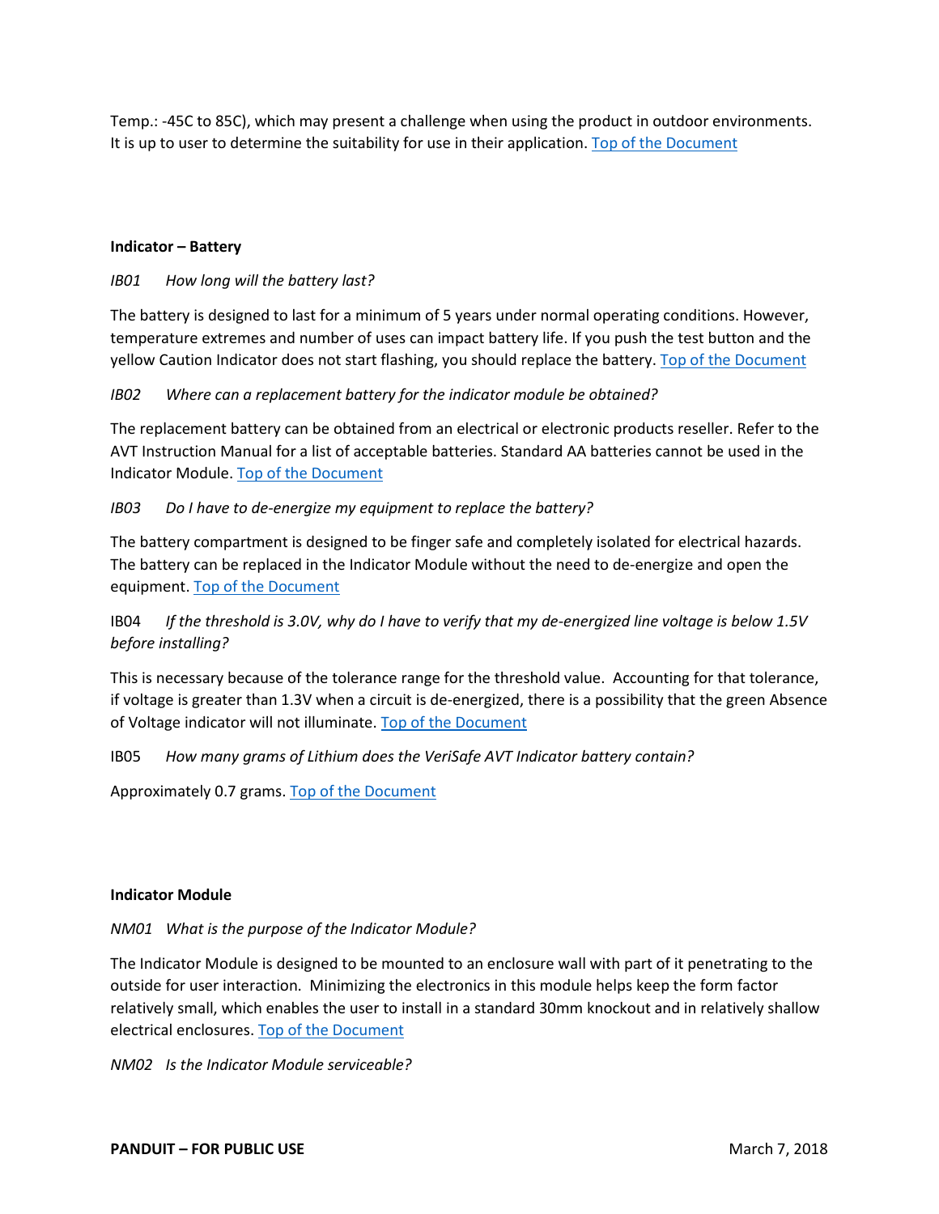Temp.: -45C to 85C), which may present a challenge when using the product in outdoor environments. It is up to user to determine the suitability for use in their application. [Top of the Document]

**Indicator – Battery**

*IB01 How long will the battery last?*

The battery is designed to last for a minimum of 5 years under normal operating conditions. However, temperature extremes and number of uses can impact battery life. If you push the test button and the yellow Caution Indicator does not start flashing, you should replace the battery. [Top of the Document]

*IB02 Where can a replacement battery for the indicator module be obtained?*

The replacement battery can be obtained from an electrical or electronic products reseller. Refer to the AVT Instruction Manual for a list of acceptable batteries. Standard AA batteries cannot be used in the Indicator Module. [Top of the Document]

*IB03 Do I have to de-energize my equipment to replace the battery?*

The battery compartment is designed to be finger safe and completely isolated for electrical hazards. The battery can be replaced in the Indicator Module without the need to de-energize and open the equipment. [Top of the Document]

IB04 *If the threshold is 3.0V, why do I have to verify that my de-energized line voltage is below 1.5V before installing?*

This is necessary because of the tolerance range for the threshold value. Accounting for that tolerance, if voltage is greater than 1.3V when a circuit is de-energized, there is a possibility that the green Absence of Voltage indicator will not illuminate. [Top of the Document]

IB05 *How many grams of Lithium does the VeriSafe AVT Indicator battery contain?*

Approximately 0.7 grams. [Top of the Document]

**Indicator Module**

*NM01 What is the purpose of the Indicator Module?*

The Indicator Module is designed to be mounted to an enclosure wall with part of it penetrating to the outside for user interaction. Minimizing the electronics in this module helps keep the form factor relatively small, which enables the user to install in a standard 30mm knockout and in relatively shallow electrical enclosures. [Top of the Document]

*NM02 Is the Indicator Module serviceable?*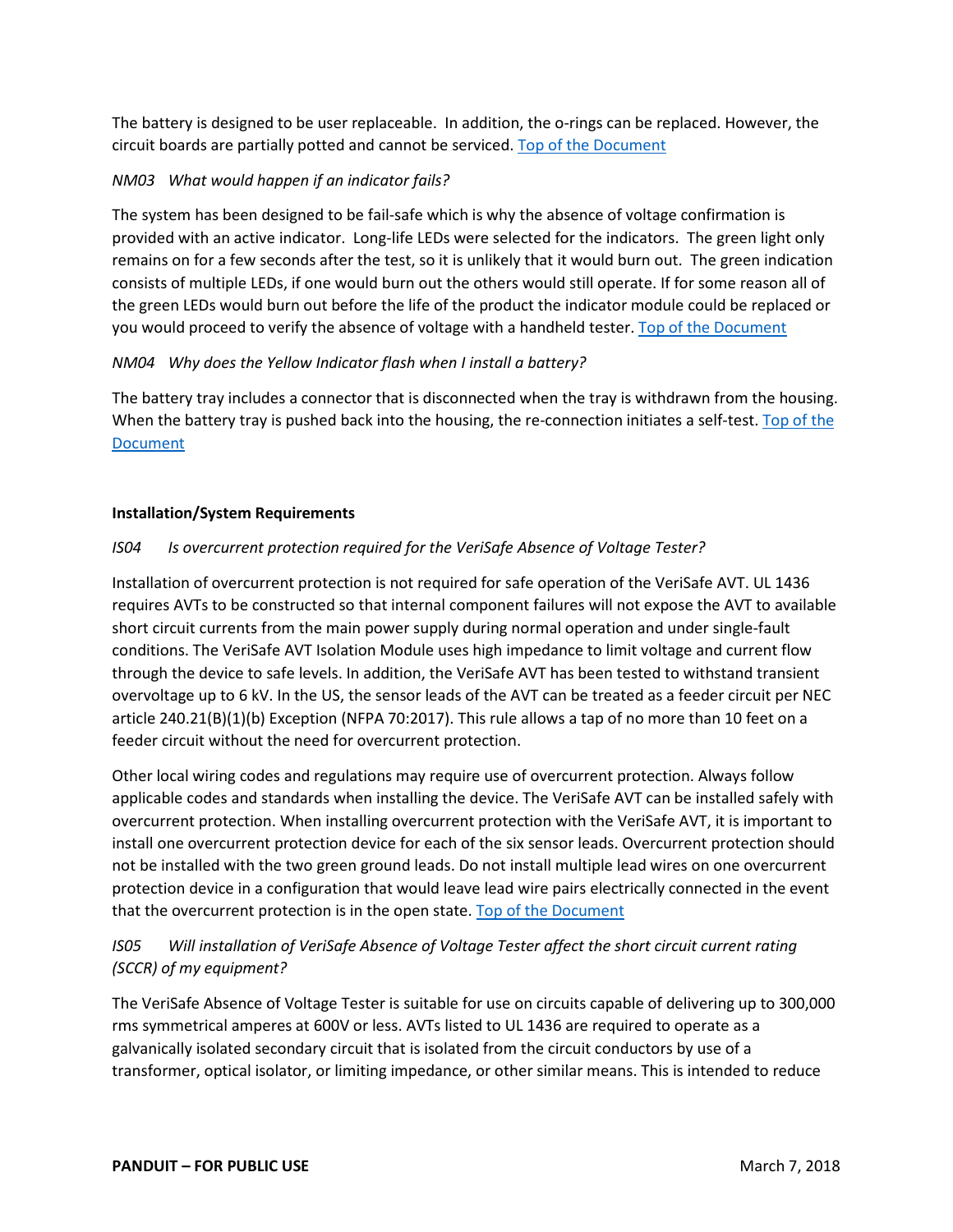The battery is designed to be user replaceable. In addition, the o-rings can be replaced. However, the circuit boards are partially potted and cannot be serviced. Top of the Document

*NM03 What would happen if an indicator fails?*

The system has been designed to be fail-safe which is why the absence of voltage confirmation is provided with an active indicator. Long-life LEDs were selected for the indicators. The green light only remains on for a few seconds after the test, so it is unlikely that it would burn out. The green indication consists of multiple LEDs, if one would burn out the others would still operate. If for some reason all of the green LEDs would burn out before the life of the product the indicator module could be replaced or you would proceed to verify the absence of voltage with a handheld tester. Top of the Document

*NM04 Why does the Yellow Indicator flash when I install a battery?*

The battery tray includes a connector that is disconnected when the tray is withdrawn from the housing. When the battery tray is pushed back into the housing, the re-connection initiates a self-test. Top of the Document

**Installation/System Requirements**

*IS04 Is overcurrent protection required for the VeriSafe Absence of Voltage Tester?*

Installation of overcurrent protection is not required for safe operation of the VeriSafe AVT. UL 1436 requires AVTs to be constructed so that internal component failures will not expose the AVT to available short circuit currents from the main power supply during normal operation and under single-fault conditions. The VeriSafe AVT Isolation Module uses high impedance to limit voltage and current flow through the device to safe levels. In addition, the VeriSafe AVT has been tested to withstand transient overvoltage up to 6 kV. In the US, the sensor leads of the AVT can be treated as a feeder circuit per NEC article 240.21(B)(1)(b) Exception (NFPA 70:2017). This rule allows a tap of no more than 10 feet on a feeder circuit without the need for overcurrent protection.

Other local wiring codes and regulations may require use of overcurrent protection. Always follow applicable codes and standards when installing the device. The VeriSafe AVT can be installed safely with overcurrent protection. When installing overcurrent protection with the VeriSafe AVT, it is important to install one overcurrent protection device for each of the six sensor leads. Overcurrent protection should not be installed with the two green ground leads. Do not install multiple lead wires on one overcurrent protection device in a configuration that would leave lead wire pairs electrically connected in the event that the overcurrent protection is in the open state. Top of the Document

*IS05 Will installation of VeriSafe Absence of Voltage Tester affect the short circuit current rating (SCCR) of my equipment?*

The VeriSafe Absence of Voltage Tester is suitable for use on circuits capable of delivering up to 300,000 rms symmetrical amperes at 600V or less. AVTs listed to UL 1436 are required to operate as a galvanically isolated secondary circuit that is isolated from the circuit conductors by use of a transformer, optical isolator, or limiting impedance, or other similar means. This is intended to reduce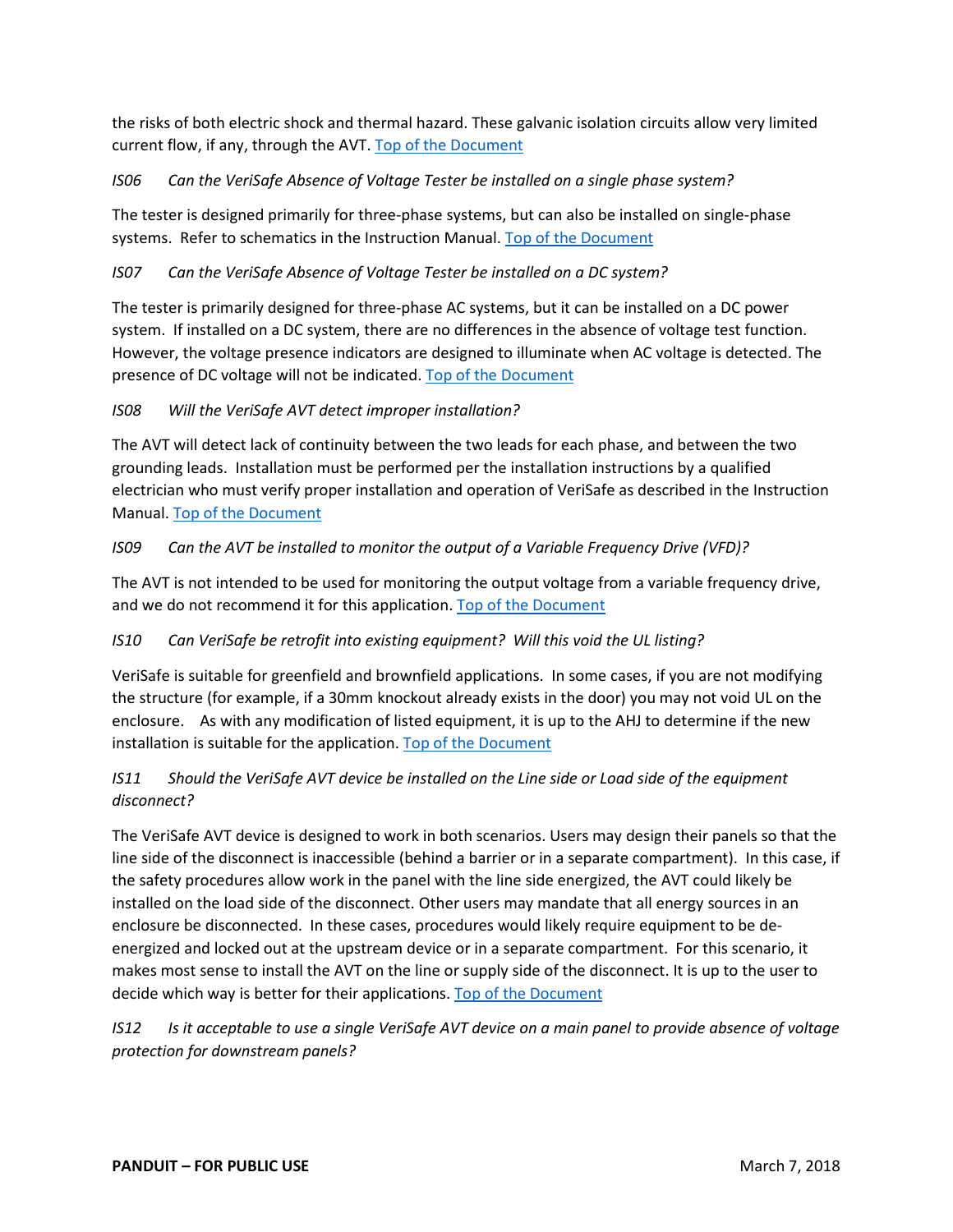the risks of both electric shock and thermal hazard. These galvanic isolation circuits allow very limited current flow, if any, through the AVT. Top of the Document

*IS06 Can the VeriSafe Absence of Voltage Tester be installed on a single phase system?*

The tester is designed primarily for three-phase systems, but can also be installed on single-phase systems. Refer to schematics in the Instruction Manual. Top of the Document

*IS07 Can the VeriSafe Absence of Voltage Tester be installed on a DC system?*

The tester is primarily designed for three-phase AC systems, but it can be installed on a DC power system. If installed on a DC system, there are no differences in the absence of voltage test function. However, the voltage presence indicators are designed to illuminate when AC voltage is detected. The presence of DC voltage will not be indicated. Top of the Document

*IS08 Will the VeriSafe AVT detect improper installation?*

The AVT will detect lack of continuity between the two leads for each phase, and between the two grounding leads. Installation must be performed per the installation instructions by a qualified electrician who must verify proper installation and operation of VeriSafe as described in the Instruction Manual. Top of the Document

*IS09 Can the AVT be installed to monitor the output of a Variable Frequency Drive (VFD)?*

The AVT is not intended to be used for monitoring the output voltage from a variable frequency drive, and we do not recommend it for this application. Top of the Document

*IS10 Can VeriSafe be retrofit into existing equipment? Will this void the UL listing?*

VeriSafe is suitable for greenfield and brownfield applications. In some cases, if you are not modifying the structure (for example, if a 30mm knockout already exists in the door) you may not void UL on the enclosure. As with any modification of listed equipment, it is up to the AHJ to determine if the new installation is suitable for the application. Top of the Document

*IS11 Should the VeriSafe AVT device be installed on the Line side or Load side of the equipment disconnect?*

The VeriSafe AVT device is designed to work in both scenarios. Users may design their panels so that the line side of the disconnect is inaccessible (behind a barrier or in a separate compartment). In this case, if the safety procedures allow work in the panel with the line side energized, the AVT could likely be installed on the load side of the disconnect. Other users may mandate that all energy sources in an enclosure be disconnected. In these cases, procedures would likely require equipment to be de-energized and locked out at the upstream device or in a separate compartment. For this scenario, it makes most sense to install the AVT on the line or supply side of the disconnect. It is up to the user to decide which way is better for their applications. Top of the Document

*IS12 Is it acceptable to use a single VeriSafe AVT device on a main panel to provide absence of voltage protection for downstream panels?*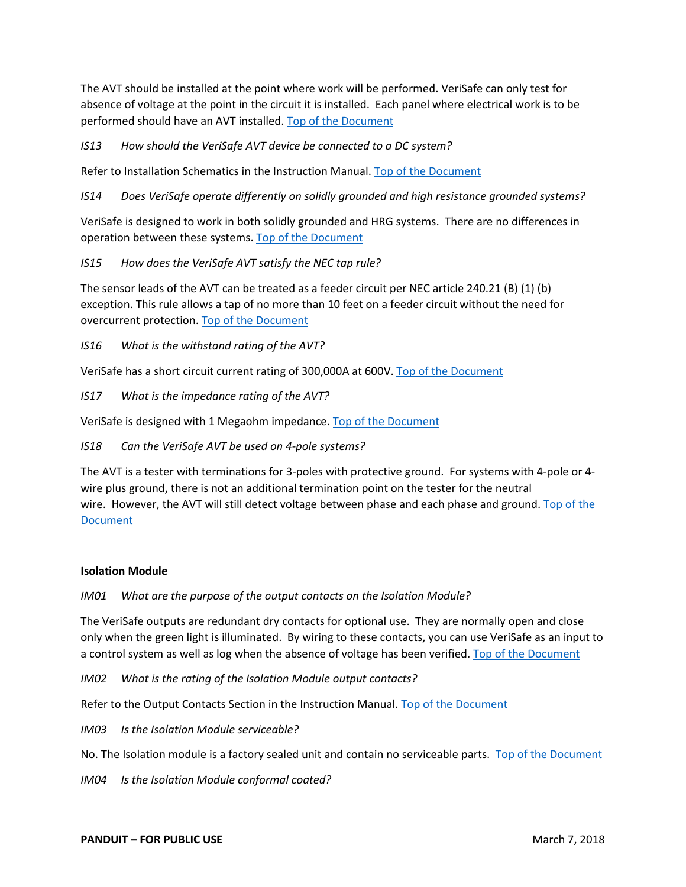The AVT should be installed at the point where work will be performed. VeriSafe can only test for absence of voltage at the point in the circuit it is installed. Each panel where electrical work is to be performed should have an AVT installed. [Top of the Document]()

*IS13 How should the VeriSafe AVT device be connected to a DC system?*

Refer to Installation Schematics in the Instruction Manual. [Top of the Document]()

*IS14 Does VeriSafe operate differently on solidly grounded and high resistance grounded systems?*

VeriSafe is designed to work in both solidly grounded and HRG systems. There are no differences in operation between these systems. [Top of the Document]()

*IS15 How does the VeriSafe AVT satisfy the NEC tap rule?*

The sensor leads of the AVT can be treated as a feeder circuit per NEC article 240.21 (B) (1) (b) exception. This rule allows a tap of no more than 10 feet on a feeder circuit without the need for overcurrent protection. [Top of the Document]()

*IS16 What is the withstand rating of the AVT?*

VeriSafe has a short circuit current rating of 300,000A at 600V. [Top of the Document]()

*IS17 What is the impedance rating of the AVT?*

VeriSafe is designed with 1 Megaohm impedance. [Top of the Document]()

*IS18 Can the VeriSafe AVT be used on 4-pole systems?*

The AVT is a tester with terminations for 3-poles with protective ground. For systems with 4-pole or 4-wire plus ground, there is not an additional termination point on the tester for the neutral wire. However, the AVT will still detect voltage between phase and each phase and ground. [Top of the Document]()

**Isolation Module**

*IM01 What are the purpose of the output contacts on the Isolation Module?*

The VeriSafe outputs are redundant dry contacts for optional use. They are normally open and close only when the green light is illuminated. By wiring to these contacts, you can use VeriSafe as an input to a control system as well as log when the absence of voltage has been verified. [Top of the Document]()

*IM02 What is the rating of the Isolation Module output contacts?*

Refer to the Output Contacts Section in the Instruction Manual. [Top of the Document]()

*IM03 Is the Isolation Module serviceable?*

No. The Isolation module is a factory sealed unit and contain no serviceable parts. [Top of the Document]()

*IM04 Is the Isolation Module conformal coated?*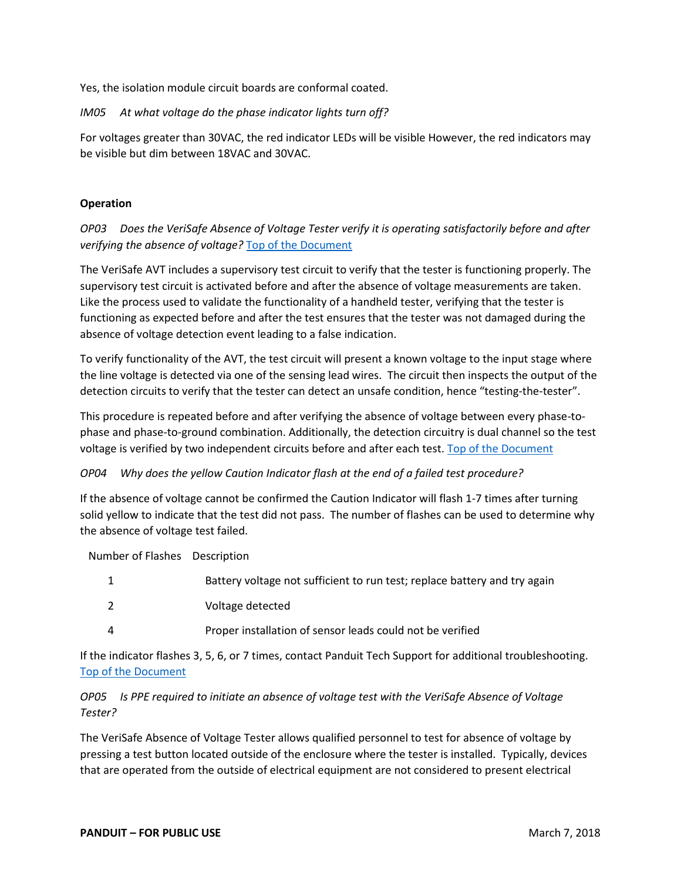Yes, the isolation module circuit boards are conformal coated.

*IM05 At what voltage do the phase indicator lights turn off?*

For voltages greater than 30VAC, the red indicator LEDs will be visible However, the red indicators may be visible but dim between 18VAC and 30VAC.

**Operation**

*OP03 Does the VeriSafe Absence of Voltage Tester verify it is operating satisfactorily before and after verifying the absence of voltage?* [Top of the Document]

The VeriSafe AVT includes a supervisory test circuit to verify that the tester is functioning properly. The supervisory test circuit is activated before and after the absence of voltage measurements are taken. Like the process used to validate the functionality of a handheld tester, verifying that the tester is functioning as expected before and after the test ensures that the tester was not damaged during the absence of voltage detection event leading to a false indication.

To verify functionality of the AVT, the test circuit will present a known voltage to the input stage where the line voltage is detected via one of the sensing lead wires. The circuit then inspects the output of the detection circuits to verify that the tester can detect an unsafe condition, hence "testing-the-tester".

This procedure is repeated before and after verifying the absence of voltage between every phase-to-phase and phase-to-ground combination. Additionally, the detection circuitry is dual channel so the test voltage is verified by two independent circuits before and after each test. [Top of the Document]

*OP04 Why does the yellow Caution Indicator flash at the end of a failed test procedure?*

If the absence of voltage cannot be confirmed the Caution Indicator will flash 1-7 times after turning solid yellow to indicate that the test did not pass. The number of flashes can be used to determine why the absence of voltage test failed.

| Number of Flashes | Description |
|---|---|
| 1 | Battery voltage not sufficient to run test; replace battery and try again |
| 2 | Voltage detected |
| 4 | Proper installation of sensor leads could not be verified |

If the indicator flashes 3, 5, 6, or 7 times, contact Panduit Tech Support for additional troubleshooting. [Top of the Document]

*OP05 Is PPE required to initiate an absence of voltage test with the VeriSafe Absence of Voltage Tester?*

The VeriSafe Absence of Voltage Tester allows qualified personnel to test for absence of voltage by pressing a test button located outside of the enclosure where the tester is installed. Typically, devices that are operated from the outside of electrical equipment are not considered to present electrical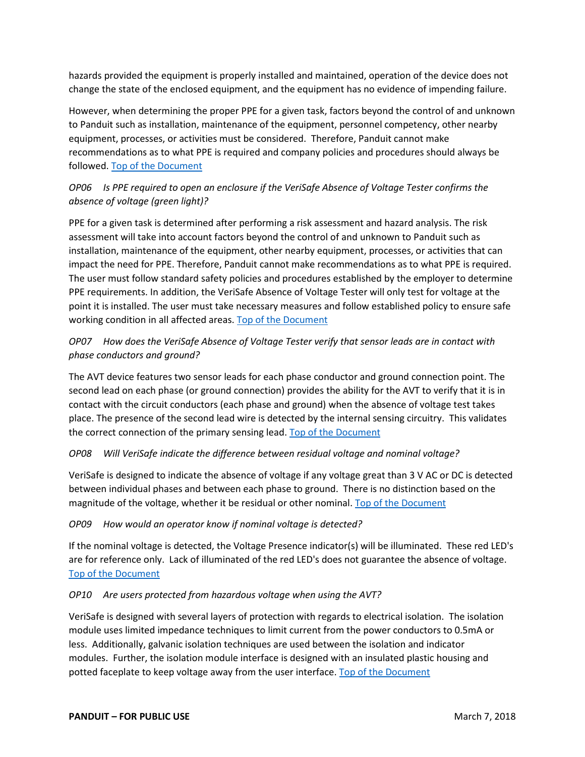hazards provided the equipment is properly installed and maintained, operation of the device does not change the state of the enclosed equipment, and the equipment has no evidence of impending failure.

However, when determining the proper PPE for a given task, factors beyond the control of and unknown to Panduit such as installation, maintenance of the equipment, personnel competency, other nearby equipment, processes, or activities must be considered. Therefore, Panduit cannot make recommendations as to what PPE is required and company policies and procedures should always be followed. Top of the Document

*OP06 Is PPE required to open an enclosure if the VeriSafe Absence of Voltage Tester confirms the absence of voltage (green light)?*

PPE for a given task is determined after performing a risk assessment and hazard analysis. The risk assessment will take into account factors beyond the control of and unknown to Panduit such as installation, maintenance of the equipment, other nearby equipment, processes, or activities that can impact the need for PPE. Therefore, Panduit cannot make recommendations as to what PPE is required. The user must follow standard safety policies and procedures established by the employer to determine PPE requirements. In addition, the VeriSafe Absence of Voltage Tester will only test for voltage at the point it is installed. The user must take necessary measures and follow established policy to ensure safe working condition in all affected areas. Top of the Document

*OP07 How does the VeriSafe Absence of Voltage Tester verify that sensor leads are in contact with phase conductors and ground?*

The AVT device features two sensor leads for each phase conductor and ground connection point. The second lead on each phase (or ground connection) provides the ability for the AVT to verify that it is in contact with the circuit conductors (each phase and ground) when the absence of voltage test takes place. The presence of the second lead wire is detected by the internal sensing circuitry. This validates the correct connection of the primary sensing lead. Top of the Document

*OP08 Will VeriSafe indicate the difference between residual voltage and nominal voltage?*

VeriSafe is designed to indicate the absence of voltage if any voltage great than 3 V AC or DC is detected between individual phases and between each phase to ground. There is no distinction based on the magnitude of the voltage, whether it be residual or other nominal. Top of the Document

*OP09 How would an operator know if nominal voltage is detected?*

If the nominal voltage is detected, the Voltage Presence indicator(s) will be illuminated. These red LED's are for reference only. Lack of illuminated of the red LED's does not guarantee the absence of voltage. Top of the Document

*OP10 Are users protected from hazardous voltage when using the AVT?*

VeriSafe is designed with several layers of protection with regards to electrical isolation. The isolation module uses limited impedance techniques to limit current from the power conductors to 0.5mA or less. Additionally, galvanic isolation techniques are used between the isolation and indicator modules. Further, the isolation module interface is designed with an insulated plastic housing and potted faceplate to keep voltage away from the user interface. Top of the Document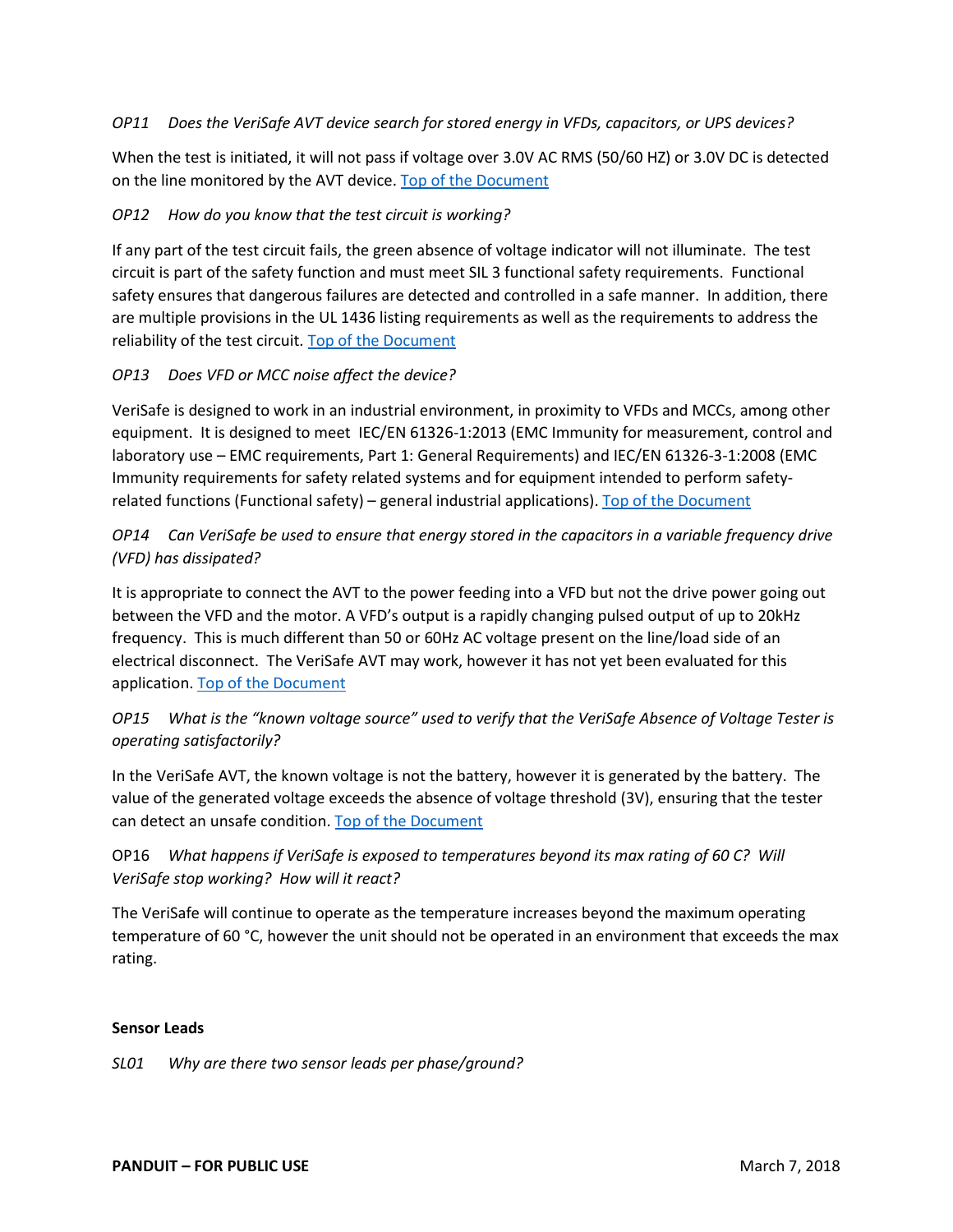*OP11 Does the VeriSafe AVT device search for stored energy in VFDs, capacitors, or UPS devices?*

When the test is initiated, it will not pass if voltage over 3.0V AC RMS (50/60 HZ) or 3.0V DC is detected on the line monitored by the AVT device. Top of the Document

*OP12 How do you know that the test circuit is working?*

If any part of the test circuit fails, the green absence of voltage indicator will not illuminate. The test circuit is part of the safety function and must meet SIL 3 functional safety requirements. Functional safety ensures that dangerous failures are detected and controlled in a safe manner. In addition, there are multiple provisions in the UL 1436 listing requirements as well as the requirements to address the reliability of the test circuit. Top of the Document

*OP13 Does VFD or MCC noise affect the device?*

VeriSafe is designed to work in an industrial environment, in proximity to VFDs and MCCs, among other equipment. It is designed to meet IEC/EN 61326-1:2013 (EMC Immunity for measurement, control and laboratory use – EMC requirements, Part 1: General Requirements) and IEC/EN 61326-3-1:2008 (EMC Immunity requirements for safety related systems and for equipment intended to perform safety-related functions (Functional safety) – general industrial applications). Top of the Document

*OP14 Can VeriSafe be used to ensure that energy stored in the capacitors in a variable frequency drive (VFD) has dissipated?*

It is appropriate to connect the AVT to the power feeding into a VFD but not the drive power going out between the VFD and the motor. A VFD's output is a rapidly changing pulsed output of up to 20kHz frequency. This is much different than 50 or 60Hz AC voltage present on the line/load side of an electrical disconnect. The VeriSafe AVT may work, however it has not yet been evaluated for this application. Top of the Document

*OP15 What is the "known voltage source" used to verify that the VeriSafe Absence of Voltage Tester is operating satisfactorily?*

In the VeriSafe AVT, the known voltage is not the battery, however it is generated by the battery. The value of the generated voltage exceeds the absence of voltage threshold (3V), ensuring that the tester can detect an unsafe condition. Top of the Document

OP16 *What happens if VeriSafe is exposed to temperatures beyond its max rating of 60 C? Will VeriSafe stop working? How will it react?*

The VeriSafe will continue to operate as the temperature increases beyond the maximum operating temperature of 60 °C, however the unit should not be operated in an environment that exceeds the max rating.

**Sensor Leads**

*SL01 Why are there two sensor leads per phase/ground?*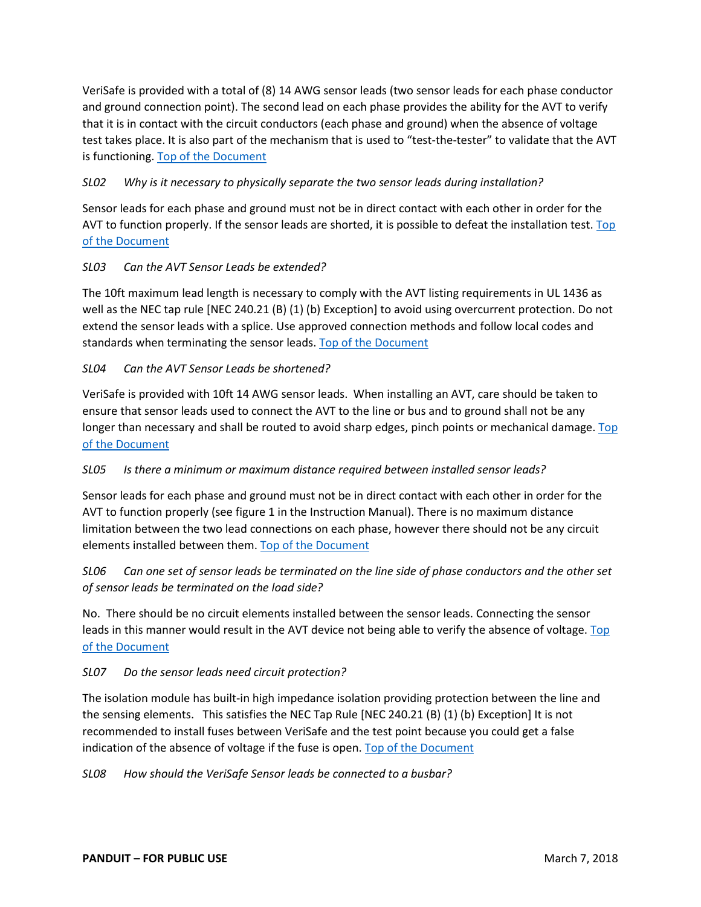VeriSafe is provided with a total of (8) 14 AWG sensor leads (two sensor leads for each phase conductor and ground connection point). The second lead on each phase provides the ability for the AVT to verify that it is in contact with the circuit conductors (each phase and ground) when the absence of voltage test takes place. It is also part of the mechanism that is used to "test-the-tester" to validate that the AVT is functioning. Top of the Document

*SL02 Why is it necessary to physically separate the two sensor leads during installation?*

Sensor leads for each phase and ground must not be in direct contact with each other in order for the AVT to function properly. If the sensor leads are shorted, it is possible to defeat the installation test. Top of the Document

*SL03 Can the AVT Sensor Leads be extended?*

The 10ft maximum lead length is necessary to comply with the AVT listing requirements in UL 1436 as well as the NEC tap rule [NEC 240.21 (B) (1) (b) Exception] to avoid using overcurrent protection. Do not extend the sensor leads with a splice. Use approved connection methods and follow local codes and standards when terminating the sensor leads. Top of the Document

*SL04 Can the AVT Sensor Leads be shortened?*

VeriSafe is provided with 10ft 14 AWG sensor leads. When installing an AVT, care should be taken to ensure that sensor leads used to connect the AVT to the line or bus and to ground shall not be any longer than necessary and shall be routed to avoid sharp edges, pinch points or mechanical damage. Top of the Document

*SL05 Is there a minimum or maximum distance required between installed sensor leads?*

Sensor leads for each phase and ground must not be in direct contact with each other in order for the AVT to function properly (see figure 1 in the Instruction Manual). There is no maximum distance limitation between the two lead connections on each phase, however there should not be any circuit elements installed between them. Top of the Document

*SL06 Can one set of sensor leads be terminated on the line side of phase conductors and the other set of sensor leads be terminated on the load side?*

No. There should be no circuit elements installed between the sensor leads. Connecting the sensor leads in this manner would result in the AVT device not being able to verify the absence of voltage. Top of the Document

*SL07 Do the sensor leads need circuit protection?*

The isolation module has built-in high impedance isolation providing protection between the line and the sensing elements. This satisfies the NEC Tap Rule [NEC 240.21 (B) (1) (b) Exception] It is not recommended to install fuses between VeriSafe and the test point because you could get a false indication of the absence of voltage if the fuse is open. Top of the Document

*SL08 How should the VeriSafe Sensor leads be connected to a busbar?*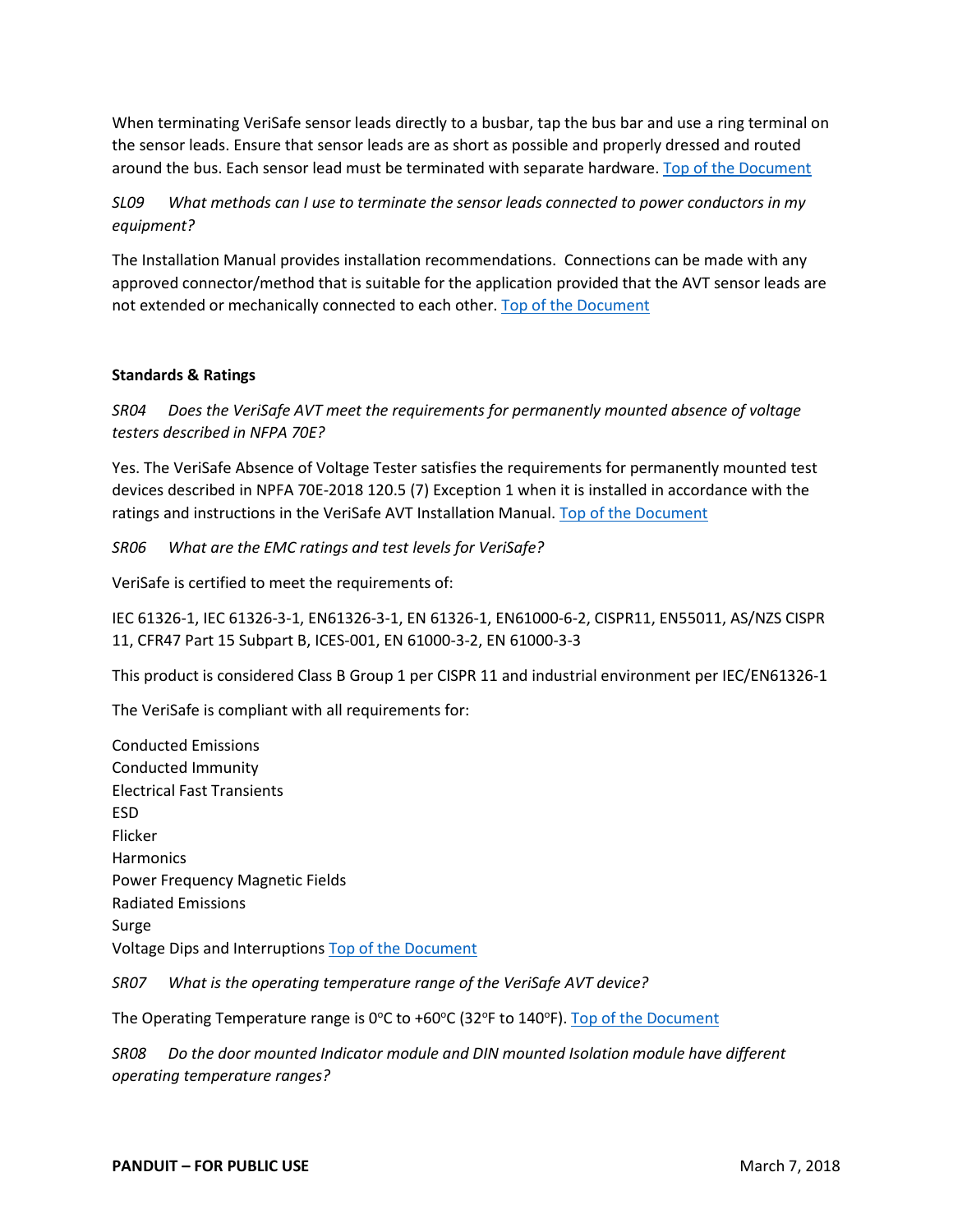When terminating VeriSafe sensor leads directly to a busbar, tap the bus bar and use a ring terminal on the sensor leads. Ensure that sensor leads are as short as possible and properly dressed and routed around the bus. Each sensor lead must be terminated with separate hardware. Top of the Document

*SL09 What methods can I use to terminate the sensor leads connected to power conductors in my equipment?*

The Installation Manual provides installation recommendations. Connections can be made with any approved connector/method that is suitable for the application provided that the AVT sensor leads are not extended or mechanically connected to each other. Top of the Document

**Standards & Ratings**

*SR04 Does the VeriSafe AVT meet the requirements for permanently mounted absence of voltage testers described in NFPA 70E?*

Yes. The VeriSafe Absence of Voltage Tester satisfies the requirements for permanently mounted test devices described in NPFA 70E-2018 120.5 (7) Exception 1 when it is installed in accordance with the ratings and instructions in the VeriSafe AVT Installation Manual. Top of the Document

*SR06 What are the EMC ratings and test levels for VeriSafe?*

VeriSafe is certified to meet the requirements of:

IEC 61326-1, IEC 61326-3-1, EN61326-3-1, EN 61326-1, EN61000-6-2, CISPR11, EN55011, AS/NZS CISPR 11, CFR47 Part 15 Subpart B, ICES-001, EN 61000-3-2, EN 61000-3-3

This product is considered Class B Group 1 per CISPR 11 and industrial environment per IEC/EN61326-1

The VeriSafe is compliant with all requirements for:

Conducted Emissions
Conducted Immunity
Electrical Fast Transients
ESD
Flicker
Harmonics
Power Frequency Magnetic Fields
Radiated Emissions
Surge
Voltage Dips and Interruptions Top of the Document

*SR07 What is the operating temperature range of the VeriSafe AVT device?*

The Operating Temperature range is 0°C to +60°C (32°F to 140°F). Top of the Document

*SR08 Do the door mounted Indicator module and DIN mounted Isolation module have different operating temperature ranges?*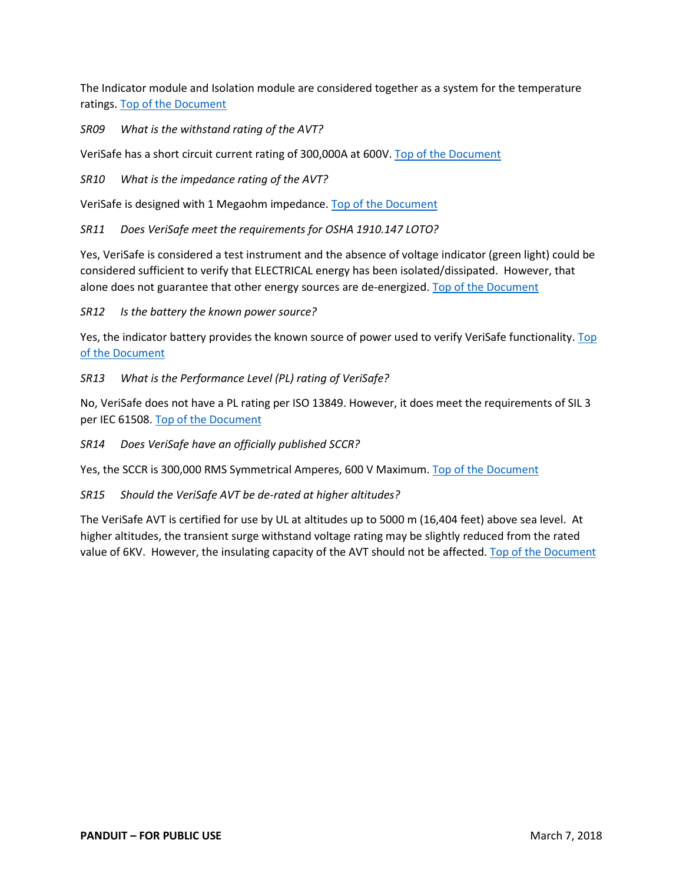The Indicator module and Isolation module are considered together as a system for the temperature ratings. Top of the Document

*SR09 What is the withstand rating of the AVT?*

VeriSafe has a short circuit current rating of 300,000A at 600V. Top of the Document

*SR10 What is the impedance rating of the AVT?*

VeriSafe is designed with 1 Megaohm impedance. Top of the Document

*SR11 Does VeriSafe meet the requirements for OSHA 1910.147 LOTO?*

Yes, VeriSafe is considered a test instrument and the absence of voltage indicator (green light) could be considered sufficient to verify that ELECTRICAL energy has been isolated/dissipated. However, that alone does not guarantee that other energy sources are de-energized. Top of the Document

*SR12 Is the battery the known power source?*

Yes, the indicator battery provides the known source of power used to verify VeriSafe functionality. Top of the Document

*SR13 What is the Performance Level (PL) rating of VeriSafe?*

No, VeriSafe does not have a PL rating per ISO 13849. However, it does meet the requirements of SIL 3 per IEC 61508. Top of the Document

*SR14 Does VeriSafe have an officially published SCCR?*

Yes, the SCCR is 300,000 RMS Symmetrical Amperes, 600 V Maximum. Top of the Document

*SR15 Should the VeriSafe AVT be de-rated at higher altitudes?*

The VeriSafe AVT is certified for use by UL at altitudes up to 5000 m (16,404 feet) above sea level. At higher altitudes, the transient surge withstand voltage rating may be slightly reduced from the rated value of 6KV. However, the insulating capacity of the AVT should not be affected. Top of the Document